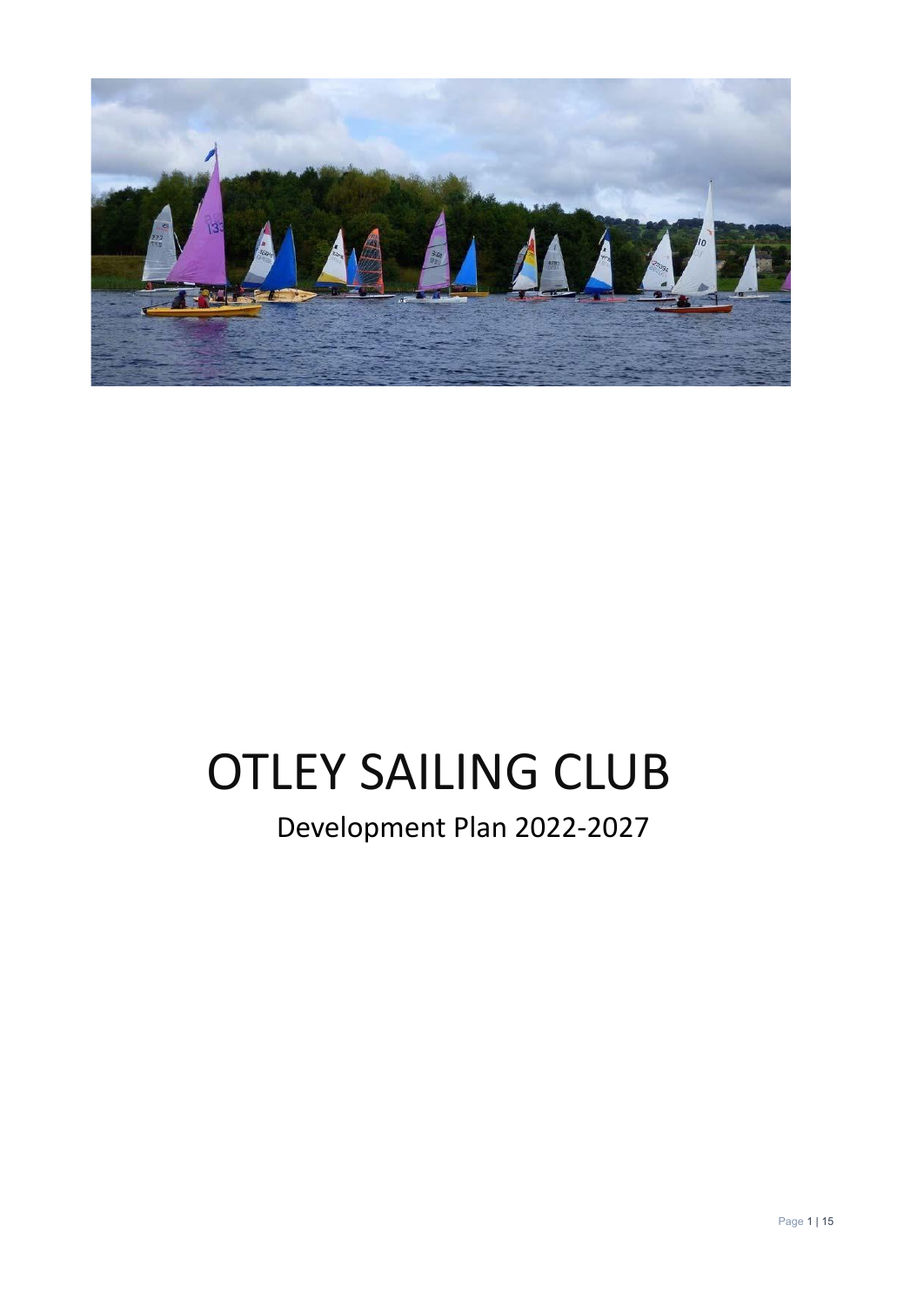# OTLEY SAILING CLUB

## Development Plan 2022-2027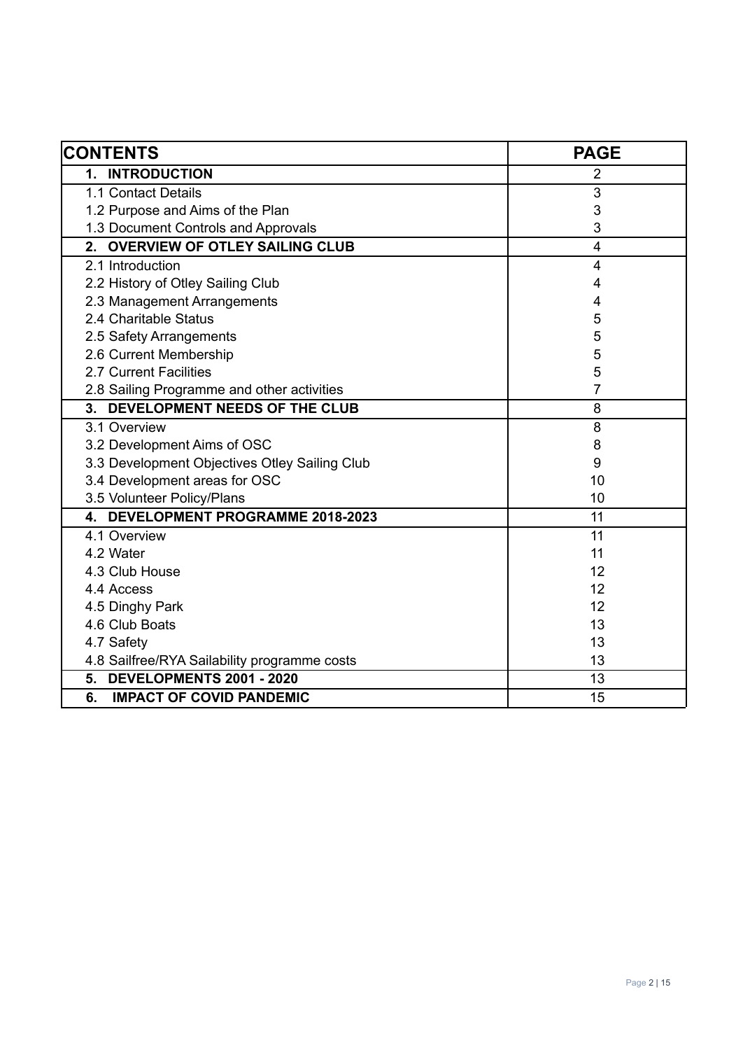| CONTENTS | PAGE |
|---|---|
| **1. INTRODUCTION** | 2 |
| 1.1 Contact Details | 3 |
| 1.2 Purpose and Aims of the Plan | 3 |
| 1.3 Document Controls and Approvals | 3 |
| **2. OVERVIEW OF OTLEY SAILING CLUB** | 4 |
| 2.1 Introduction | 4 |
| 2.2 History of Otley Sailing Club | 4 |
| 2.3 Management Arrangements | 4 |
| 2.4 Charitable Status | 5 |
| 2.5 Safety Arrangements | 5 |
| 2.6 Current Membership | 5 |
| 2.7 Current Facilities | 5 |
| 2.8 Sailing Programme and other activities | 7 |
| **3. DEVELOPMENT NEEDS OF THE CLUB** | 8 |
| 3.1 Overview | 8 |
| 3.2 Development Aims of OSC | 8 |
| 3.3 Development Objectives Otley Sailing Club | 9 |
| 3.4 Development areas for OSC | 10 |
| 3.5 Volunteer Policy/Plans | 10 |
| **4. DEVELOPMENT PROGRAMME 2018-2023** | 11 |
| 4.1 Overview | 11 |
| 4.2 Water | 11 |
| 4.3 Club House | 12 |
| 4.4 Access | 12 |
| 4.5 Dinghy Park | 12 |
| 4.6 Club Boats | 13 |
| 4.7 Safety | 13 |
| 4.8 Sailfree/RYA Sailability programme costs | 13 |
| **5. DEVELOPMENTS 2001 - 2020** | 13 |
| **6. IMPACT OF COVID PANDEMIC** | 15 |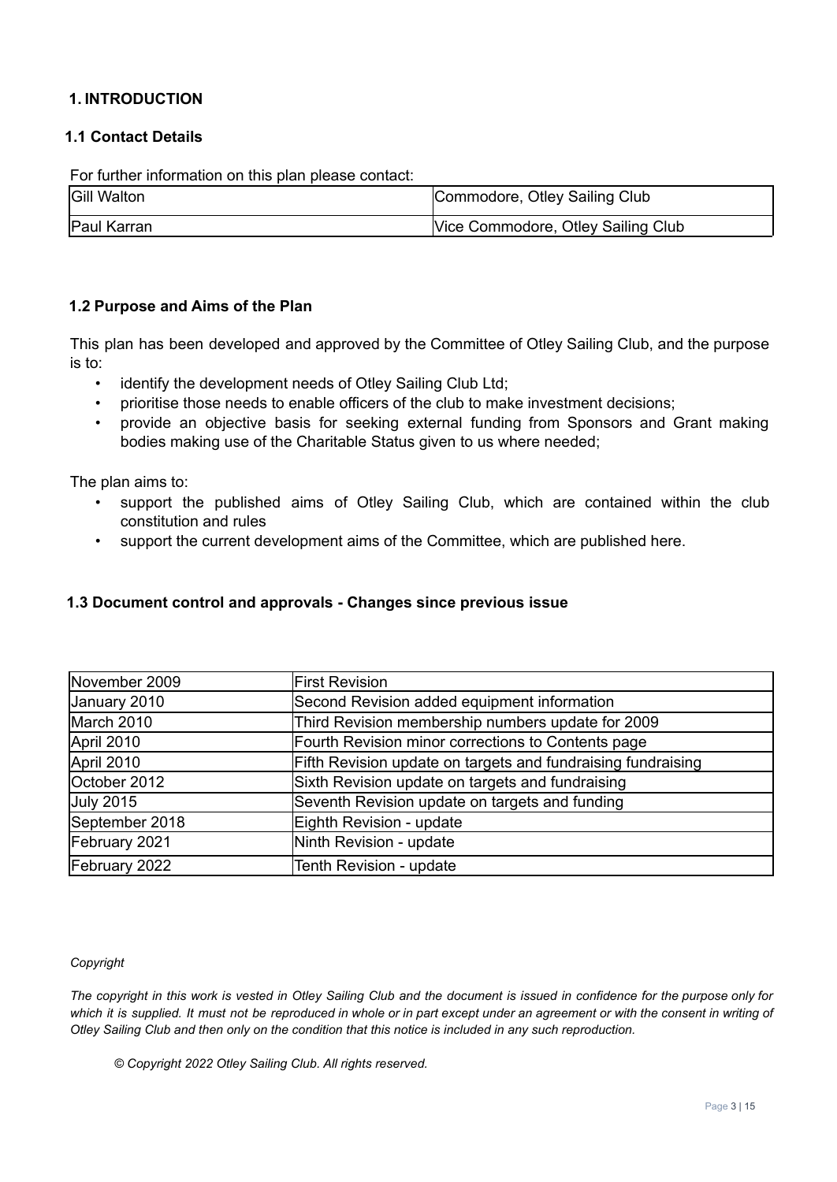# 1. INTRODUCTION

## 1.1 Contact Details

For further information on this plan please contact:

| | |
|---|---|
| Gill Walton | Commodore, Otley Sailing Club |
| Paul Karran | Vice Commodore, Otley Sailing Club |

## 1.2 Purpose and Aims of the Plan

This plan has been developed and approved by the Committee of Otley Sailing Club, and the purpose is to:

- identify the development needs of Otley Sailing Club Ltd;
- prioritise those needs to enable officers of the club to make investment decisions;
- provide an objective basis for seeking external funding from Sponsors and Grant making bodies making use of the Charitable Status given to us where needed;

The plan aims to:

- support the published aims of Otley Sailing Club, which are contained within the club constitution and rules
- support the current development aims of the Committee, which are published here.

## 1.3 Document control and approvals - Changes since previous issue

| | |
|---|---|
| November 2009 | First Revision |
| January 2010 | Second Revision added equipment information |
| March 2010 | Third Revision membership numbers update for 2009 |
| April 2010 | Fourth Revision minor corrections to Contents page |
| April 2010 | Fifth Revision update on targets and fundraising fundraising |
| October 2012 | Sixth Revision update on targets and fundraising |
| July 2015 | Seventh Revision update on targets and funding |
| September 2018 | Eighth Revision - update |
| February 2021 | Ninth Revision - update |
| February 2022 | Tenth Revision - update |

*Copyright*

*The copyright in this work is vested in Otley Sailing Club and the document is issued in confidence for the purpose only for which it is supplied. It must not be reproduced in whole or in part except under an agreement or with the consent in writing of Otley Sailing Club and then only on the condition that this notice is included in any such reproduction.*

*© Copyright 2022 Otley Sailing Club. All rights reserved.*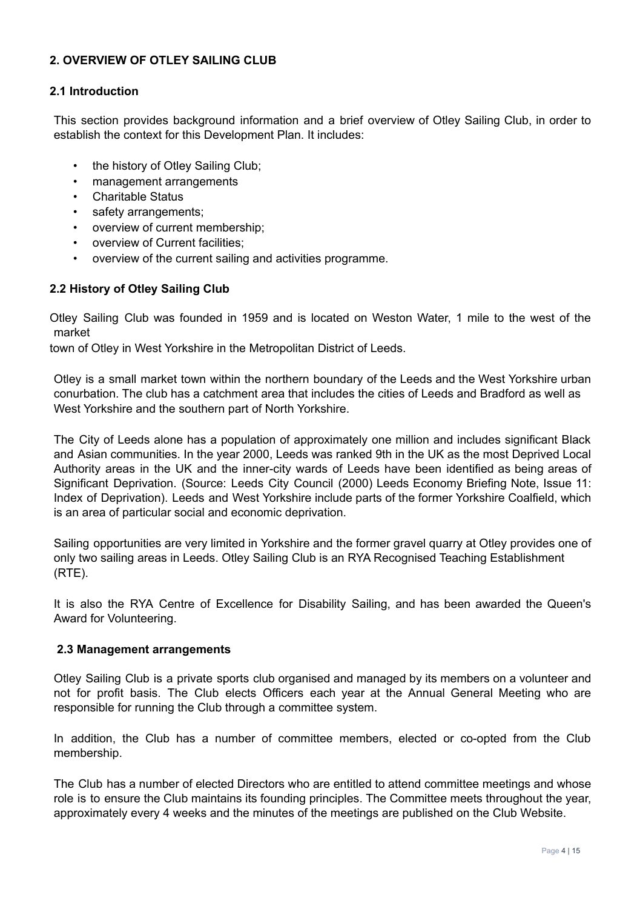## 2. OVERVIEW OF OTLEY SAILING CLUB

### 2.1 Introduction

This section provides background information and a brief overview of Otley Sailing Club, in order to establish the context for this Development Plan. It includes:

- the history of Otley Sailing Club;
- management arrangements
- Charitable Status
- safety arrangements;
- overview of current membership;
- overview of Current facilities;
- overview of the current sailing and activities programme.

### 2.2 History of Otley Sailing Club

Otley Sailing Club was founded in 1959 and is located on Weston Water, 1 mile to the west of the market town of Otley in West Yorkshire in the Metropolitan District of Leeds.

Otley is a small market town within the northern boundary of the Leeds and the West Yorkshire urban conurbation. The club has a catchment area that includes the cities of Leeds and Bradford as well as West Yorkshire and the southern part of North Yorkshire.

The City of Leeds alone has a population of approximately one million and includes significant Black and Asian communities. In the year 2000, Leeds was ranked 9th in the UK as the most Deprived Local Authority areas in the UK and the inner-city wards of Leeds have been identified as being areas of Significant Deprivation. (Source: Leeds City Council (2000) Leeds Economy Briefing Note, Issue 11: Index of Deprivation). Leeds and West Yorkshire include parts of the former Yorkshire Coalfield, which is an area of particular social and economic deprivation.

Sailing opportunities are very limited in Yorkshire and the former gravel quarry at Otley provides one of only two sailing areas in Leeds. Otley Sailing Club is an RYA Recognised Teaching Establishment (RTE).

It is also the RYA Centre of Excellence for Disability Sailing, and has been awarded the Queen's Award for Volunteering.

### 2.3 Management arrangements

Otley Sailing Club is a private sports club organised and managed by its members on a volunteer and not for profit basis. The Club elects Officers each year at the Annual General Meeting who are responsible for running the Club through a committee system.

In addition, the Club has a number of committee members, elected or co-opted from the Club membership.

The Club has a number of elected Directors who are entitled to attend committee meetings and whose role is to ensure the Club maintains its founding principles. The Committee meets throughout the year, approximately every 4 weeks and the minutes of the meetings are published on the Club Website.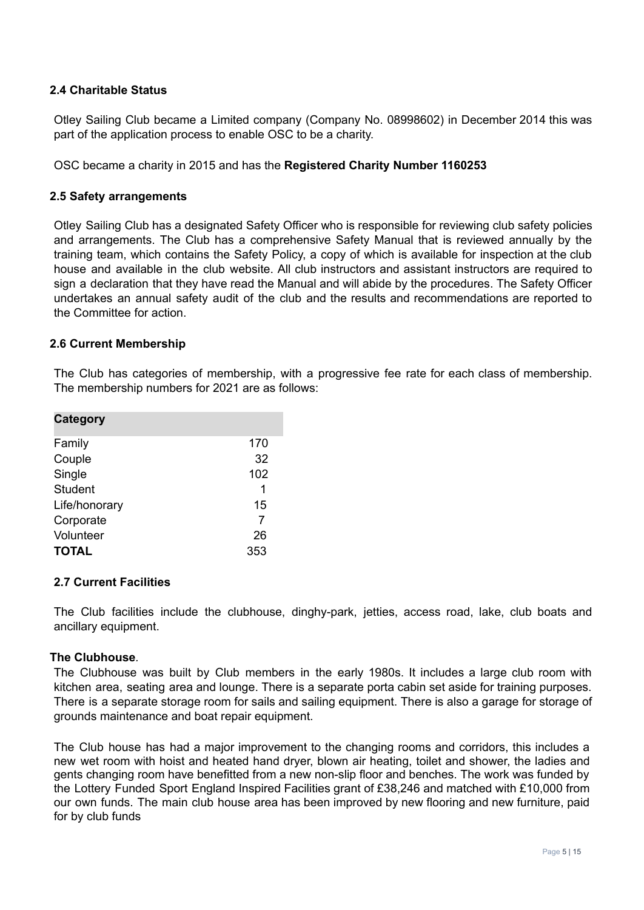### 2.4 Charitable Status

Otley Sailing Club became a Limited company (Company No. 08998602) in December 2014 this was part of the application process to enable OSC to be a charity.

OSC became a charity in 2015 and has the **Registered Charity Number 1160253**

### 2.5 Safety arrangements

Otley Sailing Club has a designated Safety Officer who is responsible for reviewing club safety policies and arrangements. The Club has a comprehensive Safety Manual that is reviewed annually by the training team, which contains the Safety Policy, a copy of which is available for inspection at the club house and available in the club website. All club instructors and assistant instructors are required to sign a declaration that they have read the Manual and will abide by the procedures. The Safety Officer undertakes an annual safety audit of the club and the results and recommendations are reported to the Committee for action.

### 2.6 Current Membership

The Club has categories of membership, with a progressive fee rate for each class of membership. The membership numbers for 2021 are as follows:

| Category | |
|---|---|
| Family | 170 |
| Couple | 32 |
| Single | 102 |
| Student | 1 |
| Life/honorary | 15 |
| Corporate | 7 |
| Volunteer | 26 |
| **TOTAL** | 353 |

### 2.7 Current Facilities

The Club facilities include the clubhouse, dinghy-park, jetties, access road, lake, club boats and ancillary equipment.

**The Clubhouse**.

The Clubhouse was built by Club members in the early 1980s. It includes a large club room with kitchen area, seating area and lounge. There is a separate porta cabin set aside for training purposes. There is a separate storage room for sails and sailing equipment. There is also a garage for storage of grounds maintenance and boat repair equipment.

The Club house has had a major improvement to the changing rooms and corridors, this includes a new wet room with hoist and heated hand dryer, blown air heating, toilet and shower, the ladies and gents changing room have benefitted from a new non-slip floor and benches. The work was funded by the Lottery Funded Sport England Inspired Facilities grant of £38,246 and matched with £10,000 from our own funds. The main club house area has been improved by new flooring and new furniture, paid for by club funds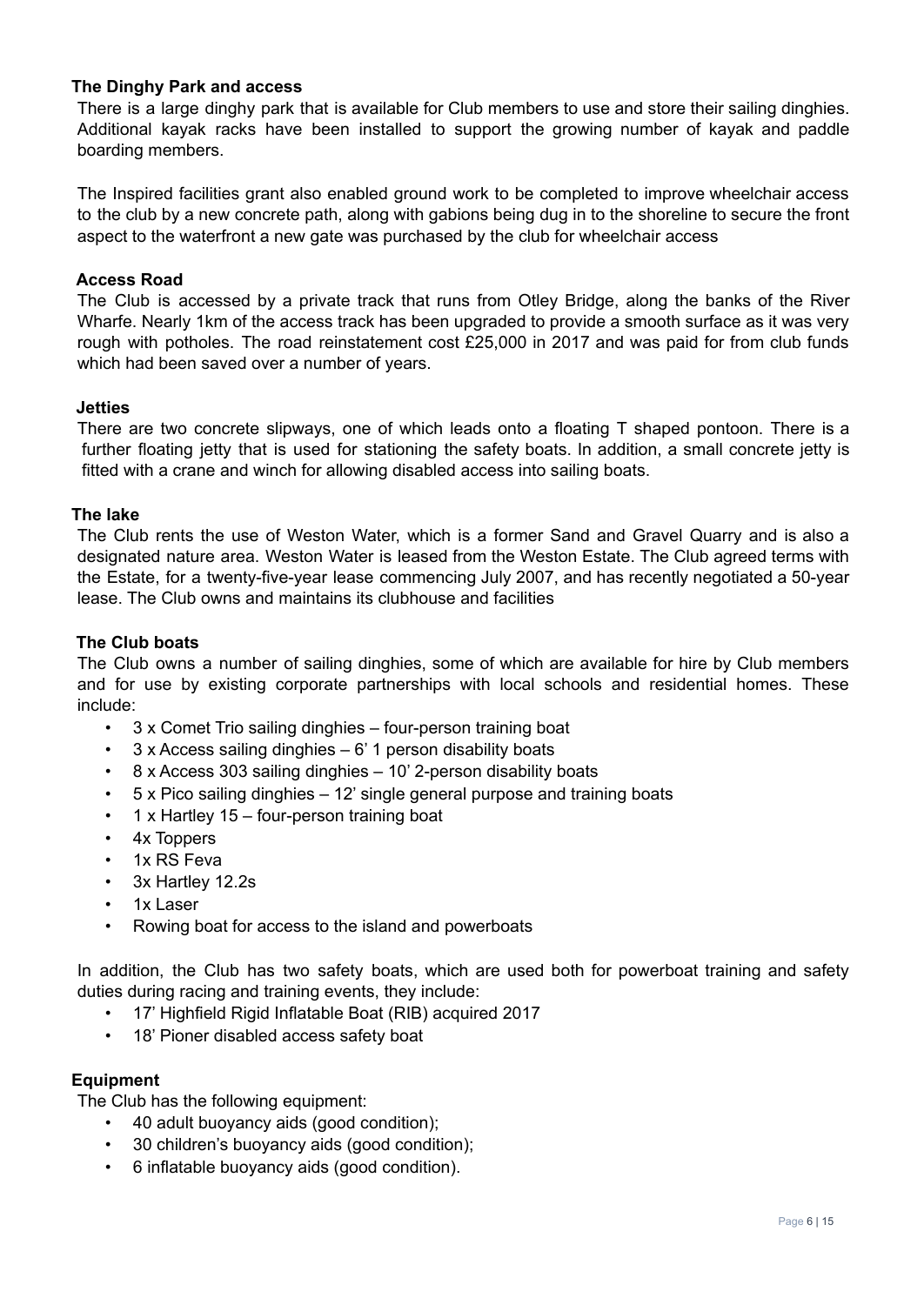### The Dinghy Park and access

There is a large dinghy park that is available for Club members to use and store their sailing dinghies. Additional kayak racks have been installed to support the growing number of kayak and paddle boarding members.

The Inspired facilities grant also enabled ground work to be completed to improve wheelchair access to the club by a new concrete path, along with gabions being dug in to the shoreline to secure the front aspect to the waterfront a new gate was purchased by the club for wheelchair access

### Access Road

The Club is accessed by a private track that runs from Otley Bridge, along the banks of the River Wharfe. Nearly 1km of the access track has been upgraded to provide a smooth surface as it was very rough with potholes. The road reinstatement cost £25,000 in 2017 and was paid for from club funds which had been saved over a number of years.

### Jetties

There are two concrete slipways, one of which leads onto a floating T shaped pontoon. There is a further floating jetty that is used for stationing the safety boats. In addition, a small concrete jetty is fitted with a crane and winch for allowing disabled access into sailing boats.

### The lake

The Club rents the use of Weston Water, which is a former Sand and Gravel Quarry and is also a designated nature area. Weston Water is leased from the Weston Estate. The Club agreed terms with the Estate, for a twenty-five-year lease commencing July 2007, and has recently negotiated a 50-year lease. The Club owns and maintains its clubhouse and facilities

### The Club boats

The Club owns a number of sailing dinghies, some of which are available for hire by Club members and for use by existing corporate partnerships with local schools and residential homes. These include:

- 3 x Comet Trio sailing dinghies – four-person training boat
- 3 x Access sailing dinghies – 6' 1 person disability boats
- 8 x Access 303 sailing dinghies – 10' 2-person disability boats
- 5 x Pico sailing dinghies – 12' single general purpose and training boats
- 1 x Hartley 15 – four-person training boat
- 4x Toppers
- 1x RS Feva
- 3x Hartley 12.2s
- 1x Laser
- Rowing boat for access to the island and powerboats

In addition, the Club has two safety boats, which are used both for powerboat training and safety duties during racing and training events, they include:

- 17' Highfield Rigid Inflatable Boat (RIB) acquired 2017
- 18' Pioner disabled access safety boat

### Equipment

The Club has the following equipment:

- 40 adult buoyancy aids (good condition);
- 30 children's buoyancy aids (good condition);
- 6 inflatable buoyancy aids (good condition).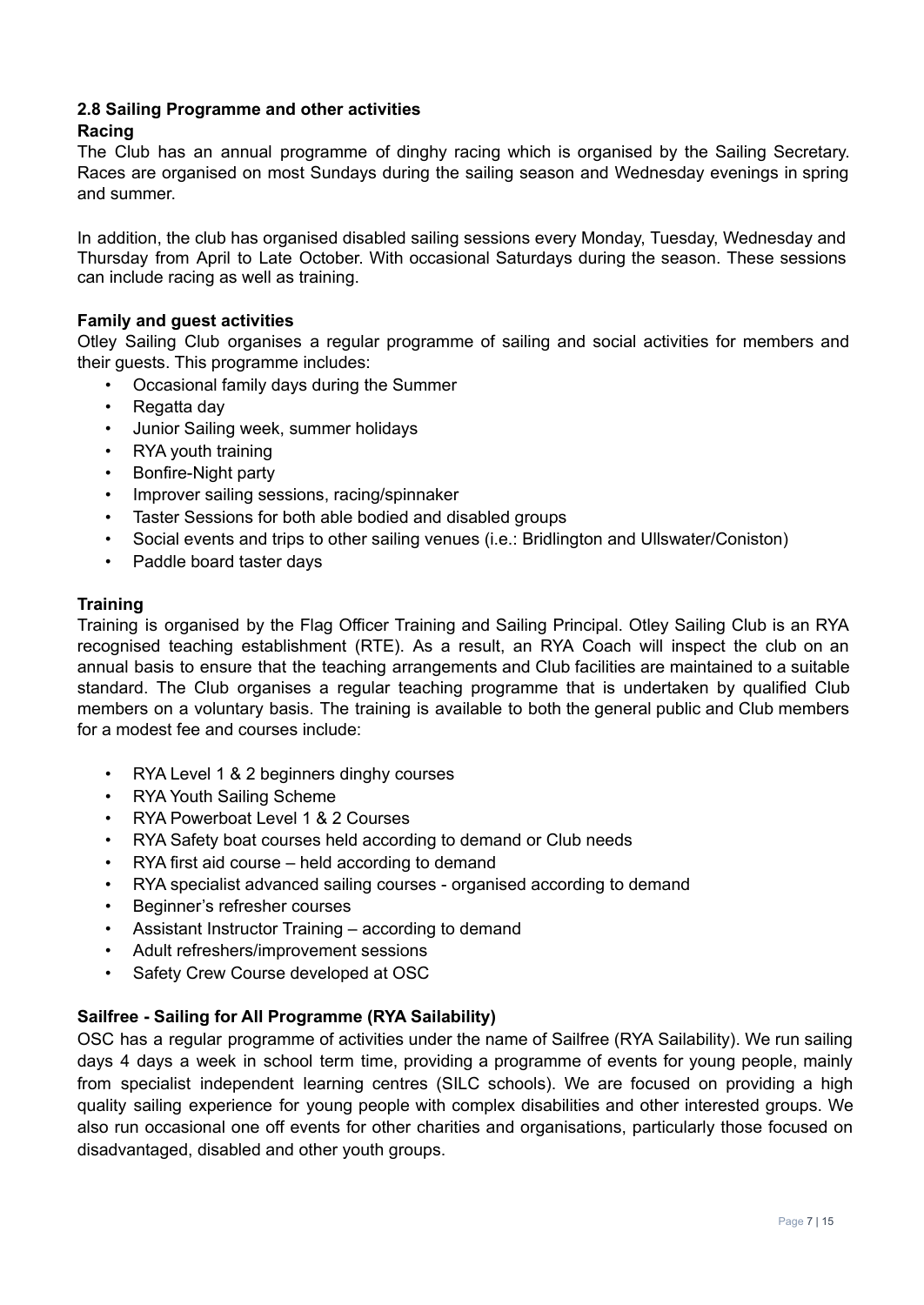### 2.8 Sailing Programme and other activities

#### Racing

The Club has an annual programme of dinghy racing which is organised by the Sailing Secretary. Races are organised on most Sundays during the sailing season and Wednesday evenings in spring and summer.

In addition, the club has organised disabled sailing sessions every Monday, Tuesday, Wednesday and Thursday from April to Late October. With occasional Saturdays during the season. These sessions can include racing as well as training.

#### Family and guest activities

Otley Sailing Club organises a regular programme of sailing and social activities for members and their guests. This programme includes:

- Occasional family days during the Summer
- Regatta day
- Junior Sailing week, summer holidays
- RYA youth training
- Bonfire-Night party
- Improver sailing sessions, racing/spinnaker
- Taster Sessions for both able bodied and disabled groups
- Social events and trips to other sailing venues (i.e.: Bridlington and Ullswater/Coniston)
- Paddle board taster days

#### Training

Training is organised by the Flag Officer Training and Sailing Principal. Otley Sailing Club is an RYA recognised teaching establishment (RTE). As a result, an RYA Coach will inspect the club on an annual basis to ensure that the teaching arrangements and Club facilities are maintained to a suitable standard. The Club organises a regular teaching programme that is undertaken by qualified Club members on a voluntary basis. The training is available to both the general public and Club members for a modest fee and courses include:

- RYA Level 1 & 2 beginners dinghy courses
- RYA Youth Sailing Scheme
- RYA Powerboat Level 1 & 2 Courses
- RYA Safety boat courses held according to demand or Club needs
- RYA first aid course – held according to demand
- RYA specialist advanced sailing courses - organised according to demand
- Beginner's refresher courses
- Assistant Instructor Training – according to demand
- Adult refreshers/improvement sessions
- Safety Crew Course developed at OSC

#### Sailfree - Sailing for All Programme (RYA Sailability)

OSC has a regular programme of activities under the name of Sailfree (RYA Sailability). We run sailing days 4 days a week in school term time, providing a programme of events for young people, mainly from specialist independent learning centres (SILC schools). We are focused on providing a high quality sailing experience for young people with complex disabilities and other interested groups. We also run occasional one off events for other charities and organisations, particularly those focused on disadvantaged, disabled and other youth groups.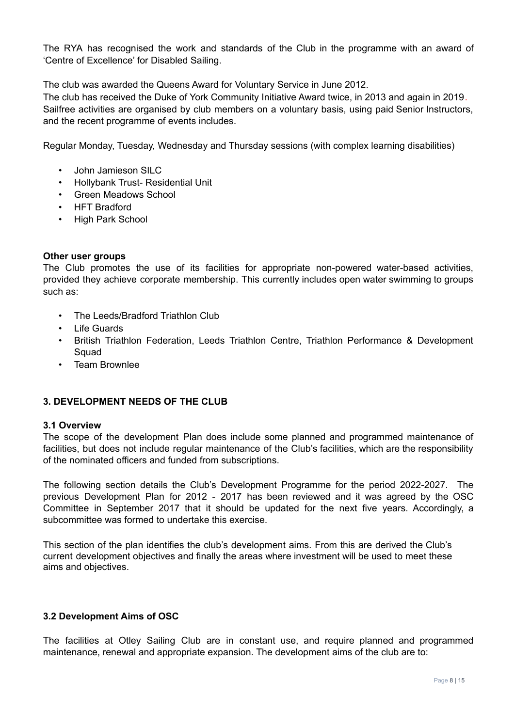The RYA has recognised the work and standards of the Club in the programme with an award of 'Centre of Excellence' for Disabled Sailing.

The club was awarded the Queens Award for Voluntary Service in June 2012.
The club has received the Duke of York Community Initiative Award twice, in 2013 and again in 2019.
Sailfree activities are organised by club members on a voluntary basis, using paid Senior Instructors, and the recent programme of events includes.

Regular Monday, Tuesday, Wednesday and Thursday sessions (with complex learning disabilities)

- John Jamieson SILC
- Hollybank Trust- Residential Unit
- Green Meadows School
- HFT Bradford
- High Park School

**Other user groups**
The Club promotes the use of its facilities for appropriate non-powered water-based activities, provided they achieve corporate membership. This currently includes open water swimming to groups such as:

- The Leeds/Bradford Triathlon Club
- Life Guards
- British Triathlon Federation, Leeds Triathlon Centre, Triathlon Performance & Development Squad
- Team Brownlee

## 3. DEVELOPMENT NEEDS OF THE CLUB

### 3.1 Overview

The scope of the development Plan does include some planned and programmed maintenance of facilities, but does not include regular maintenance of the Club's facilities, which are the responsibility of the nominated officers and funded from subscriptions.

The following section details the Club's Development Programme for the period 2022-2027. The previous Development Plan for 2012 - 2017 has been reviewed and it was agreed by the OSC Committee in September 2017 that it should be updated for the next five years. Accordingly, a subcommittee was formed to undertake this exercise.

This section of the plan identifies the club's development aims. From this are derived the Club's current development objectives and finally the areas where investment will be used to meet these aims and objectives.

### 3.2 Development Aims of OSC

The facilities at Otley Sailing Club are in constant use, and require planned and programmed maintenance, renewal and appropriate expansion. The development aims of the club are to: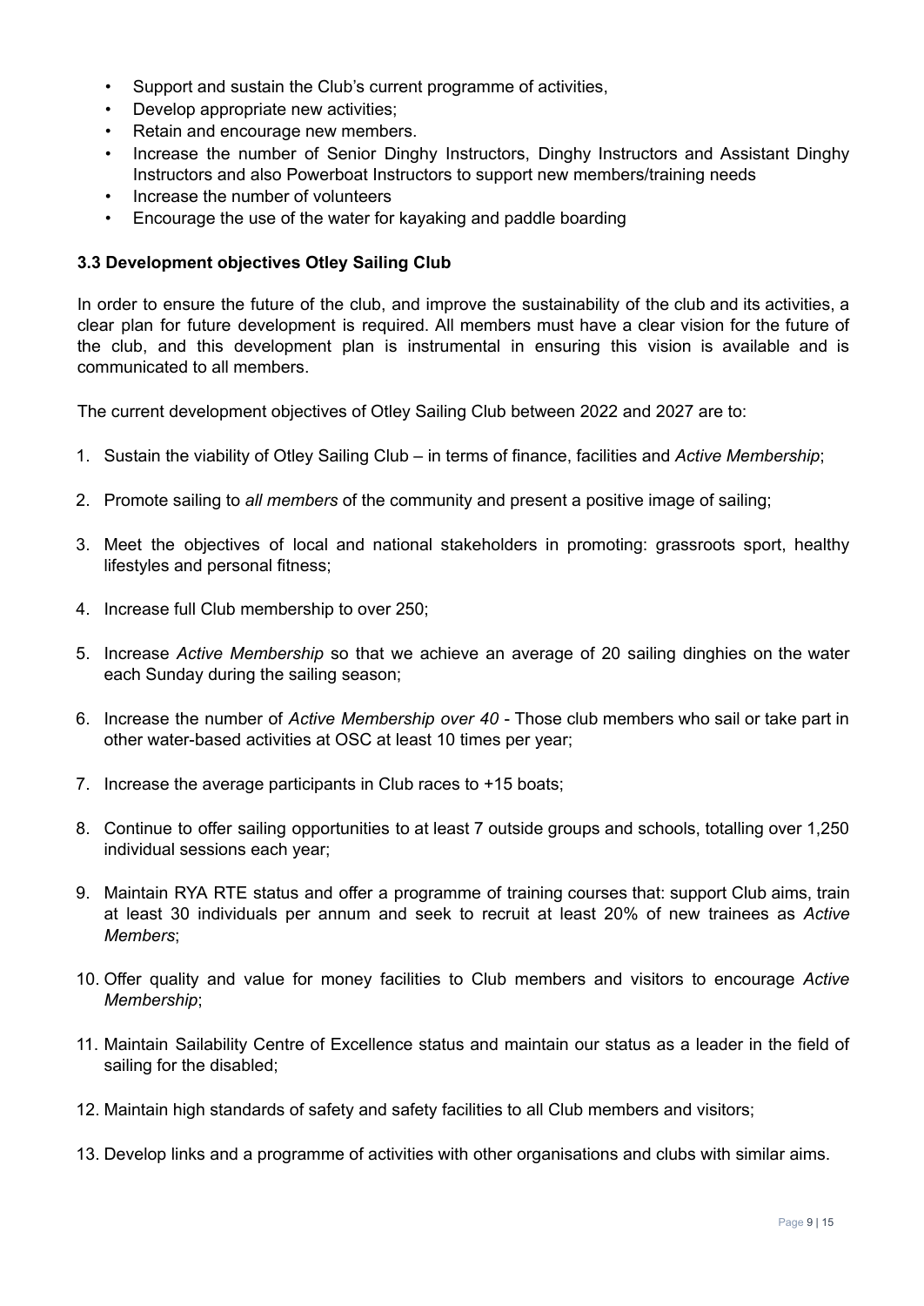- Support and sustain the Club's current programme of activities,
- Develop appropriate new activities;
- Retain and encourage new members.
- Increase the number of Senior Dinghy Instructors, Dinghy Instructors and Assistant Dinghy Instructors and also Powerboat Instructors to support new members/training needs
- Increase the number of volunteers
- Encourage the use of the water for kayaking and paddle boarding

### 3.3 Development objectives Otley Sailing Club

In order to ensure the future of the club, and improve the sustainability of the club and its activities, a clear plan for future development is required. All members must have a clear vision for the future of the club, and this development plan is instrumental in ensuring this vision is available and is communicated to all members.

The current development objectives of Otley Sailing Club between 2022 and 2027 are to:

1. Sustain the viability of Otley Sailing Club – in terms of finance, facilities and *Active Membership*;
2. Promote sailing to *all members* of the community and present a positive image of sailing;
3. Meet the objectives of local and national stakeholders in promoting: grassroots sport, healthy lifestyles and personal fitness;
4. Increase full Club membership to over 250;
5. Increase *Active Membership* so that we achieve an average of 20 sailing dinghies on the water each Sunday during the sailing season;
6. Increase the number of *Active Membership over 40* - Those club members who sail or take part in other water-based activities at OSC at least 10 times per year;
7. Increase the average participants in Club races to +15 boats;
8. Continue to offer sailing opportunities to at least 7 outside groups and schools, totalling over 1,250 individual sessions each year;
9. Maintain RYA RTE status and offer a programme of training courses that: support Club aims, train at least 30 individuals per annum and seek to recruit at least 20% of new trainees as *Active Members*;
10. Offer quality and value for money facilities to Club members and visitors to encourage *Active Membership*;
11. Maintain Sailability Centre of Excellence status and maintain our status as a leader in the field of sailing for the disabled;
12. Maintain high standards of safety and safety facilities to all Club members and visitors;
13. Develop links and a programme of activities with other organisations and clubs with similar aims.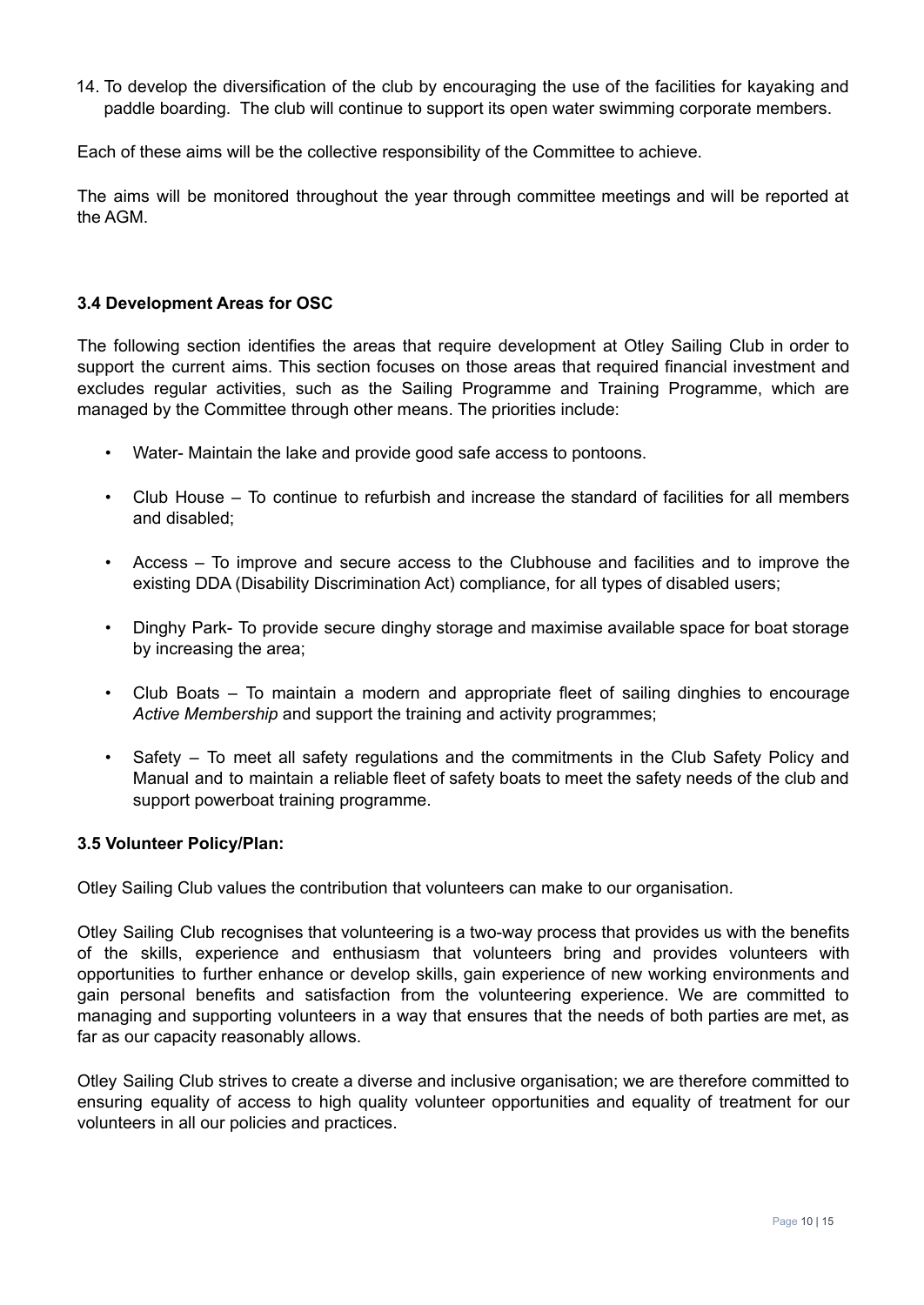14. To develop the diversification of the club by encouraging the use of the facilities for kayaking and paddle boarding. The club will continue to support its open water swimming corporate members.

Each of these aims will be the collective responsibility of the Committee to achieve.

The aims will be monitored throughout the year through committee meetings and will be reported at the AGM.

### 3.4 Development Areas for OSC

The following section identifies the areas that require development at Otley Sailing Club in order to support the current aims. This section focuses on those areas that required financial investment and excludes regular activities, such as the Sailing Programme and Training Programme, which are managed by the Committee through other means. The priorities include:

- Water- Maintain the lake and provide good safe access to pontoons.
- Club House – To continue to refurbish and increase the standard of facilities for all members and disabled;
- Access – To improve and secure access to the Clubhouse and facilities and to improve the existing DDA (Disability Discrimination Act) compliance, for all types of disabled users;
- Dinghy Park- To provide secure dinghy storage and maximise available space for boat storage by increasing the area;
- Club Boats – To maintain a modern and appropriate fleet of sailing dinghies to encourage *Active Membership* and support the training and activity programmes;
- Safety – To meet all safety regulations and the commitments in the Club Safety Policy and Manual and to maintain a reliable fleet of safety boats to meet the safety needs of the club and support powerboat training programme.

### 3.5 Volunteer Policy/Plan:

Otley Sailing Club values the contribution that volunteers can make to our organisation.

Otley Sailing Club recognises that volunteering is a two-way process that provides us with the benefits of the skills, experience and enthusiasm that volunteers bring and provides volunteers with opportunities to further enhance or develop skills, gain experience of new working environments and gain personal benefits and satisfaction from the volunteering experience. We are committed to managing and supporting volunteers in a way that ensures that the needs of both parties are met, as far as our capacity reasonably allows.

Otley Sailing Club strives to create a diverse and inclusive organisation; we are therefore committed to ensuring equality of access to high quality volunteer opportunities and equality of treatment for our volunteers in all our policies and practices.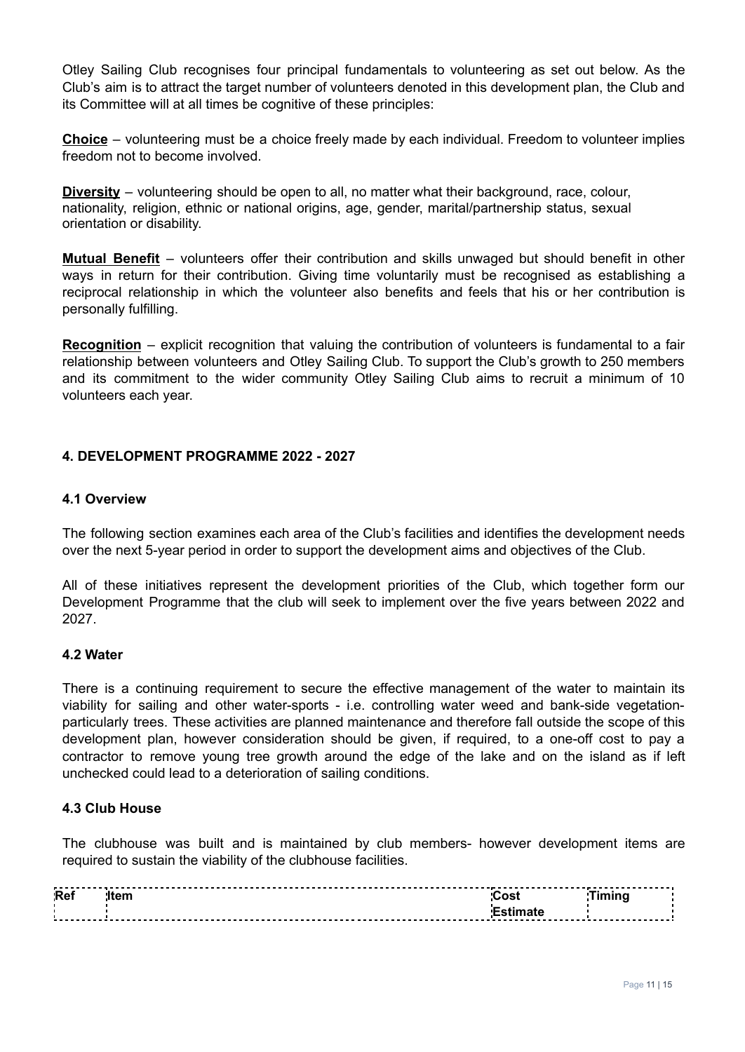Otley Sailing Club recognises four principal fundamentals to volunteering as set out below. As the Club's aim is to attract the target number of volunteers denoted in this development plan, the Club and its Committee will at all times be cognitive of these principles:

**Choice** – volunteering must be a choice freely made by each individual. Freedom to volunteer implies freedom not to become involved.

**Diversity** – volunteering should be open to all, no matter what their background, race, colour, nationality, religion, ethnic or national origins, age, gender, marital/partnership status, sexual orientation or disability.

**Mutual Benefit** – volunteers offer their contribution and skills unwaged but should benefit in other ways in return for their contribution. Giving time voluntarily must be recognised as establishing a reciprocal relationship in which the volunteer also benefits and feels that his or her contribution is personally fulfilling.

**Recognition** – explicit recognition that valuing the contribution of volunteers is fundamental to a fair relationship between volunteers and Otley Sailing Club. To support the Club's growth to 250 members and its commitment to the wider community Otley Sailing Club aims to recruit a minimum of 10 volunteers each year.

## 4. DEVELOPMENT PROGRAMME 2022 - 2027

### 4.1 Overview

The following section examines each area of the Club's facilities and identifies the development needs over the next 5-year period in order to support the development aims and objectives of the Club.

All of these initiatives represent the development priorities of the Club, which together form our Development Programme that the club will seek to implement over the five years between 2022 and 2027.

### 4.2 Water

There is a continuing requirement to secure the effective management of the water to maintain its viability for sailing and other water-sports - i.e. controlling water weed and bank-side vegetation-particularly trees. These activities are planned maintenance and therefore fall outside the scope of this development plan, however consideration should be given, if required, to a one-off cost to pay a contractor to remove young tree growth around the edge of the lake and on the island as if left unchecked could lead to a deterioration of sailing conditions.

### 4.3 Club House

The clubhouse was built and is maintained by club members- however development items are required to sustain the viability of the clubhouse facilities.

| Ref | Item | Cost Estimate | Timing |
|---|---|---|---|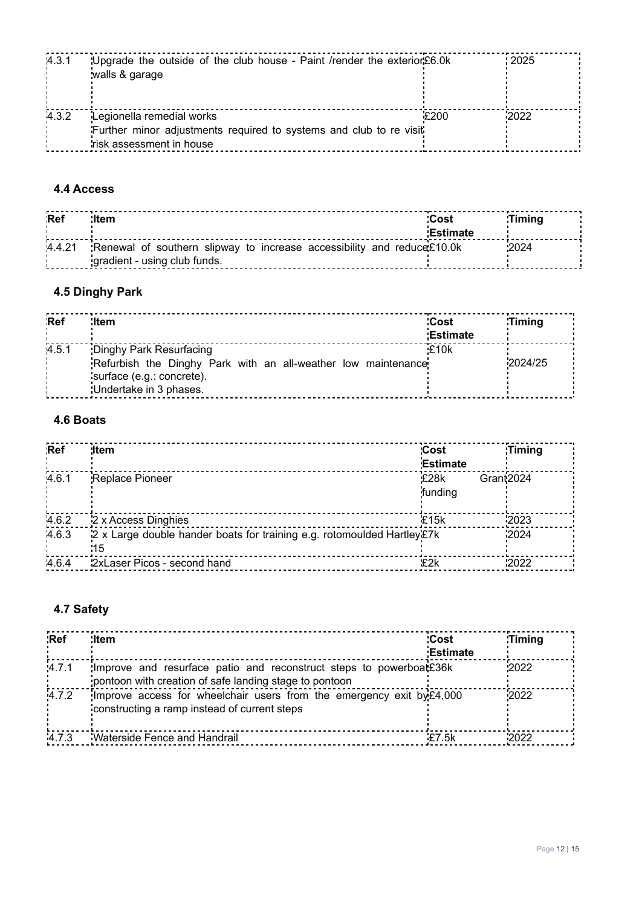| | | | |
|---|---|---|---|
| 4.3.1 | Upgrade the outside of the club house - Paint /render the exterior walls & garage | £6.0k | 2025 |
| 4.3.2 | Legionella remedial works<br>Further minor adjustments required to systems and club to re visit risk assessment in house | £200 | 2022 |

### 4.4 Access

| Ref | Item | Cost Estimate | Timing |
|---|---|---|---|
| 4.4.21 | Renewal of southern slipway to increase accessibility and reduce gradient - using club funds. | £10.0k | 2024 |

### 4.5 Dinghy Park

| Ref | Item | Cost Estimate | Timing |
|---|---|---|---|
| 4.5.1 | Dinghy Park Resurfacing<br>Refurbish the Dinghy Park with an all-weather low maintenance surface (e.g.: concrete).<br>Undertake in 3 phases. | £10k | 2024/25 |

### 4.6 Boats

| Ref | Item | Cost Estimate | Timing |
|---|---|---|---|
| 4.6.1 | Replace Pioneer | £28k Grant funding | 2024 |
| 4.6.2 | 2 x Access Dinghies | £15k | 2023 |
| 4.6.3 | 2 x Large double hander boats for training e.g. rotomoulded Hartley 15 | £7k | 2024 |
| 4.6.4 | 2xLaser Picos - second hand | £2k | 2022 |

### 4.7 Safety

| Ref | Item | Cost Estimate | Timing |
|---|---|---|---|
| 4.7.1 | Improve and resurface patio and reconstruct steps to powerboat pontoon with creation of safe landing stage to pontoon | £36k | 2022 |
| 4.7.2 | Improve access for wheelchair users from the emergency exit by constructing a ramp instead of current steps | £4,000 | 2022 |
| 4.7.3 | Waterside Fence and Handrail | £7.5k | 2022 |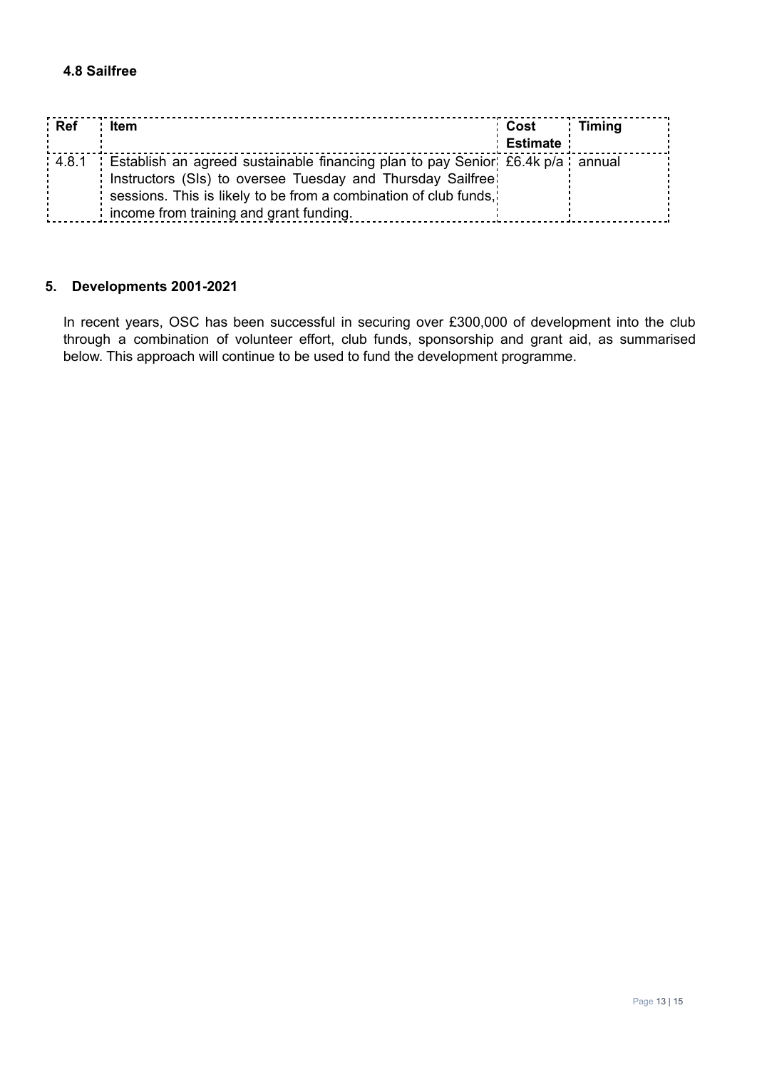### 4.8 Sailfree

| Ref | Item | Cost Estimate | Timing |
|---|---|---|---|
| 4.8.1 | Establish an agreed sustainable financing plan to pay Senior Instructors (SIs) to oversee Tuesday and Thursday Sailfree sessions. This is likely to be from a combination of club funds, income from training and grant funding. | £6.4k p/a | annual |

## 5. Developments 2001-2021

In recent years, OSC has been successful in securing over £300,000 of development into the club through a combination of volunteer effort, club funds, sponsorship and grant aid, as summarised below. This approach will continue to be used to fund the development programme.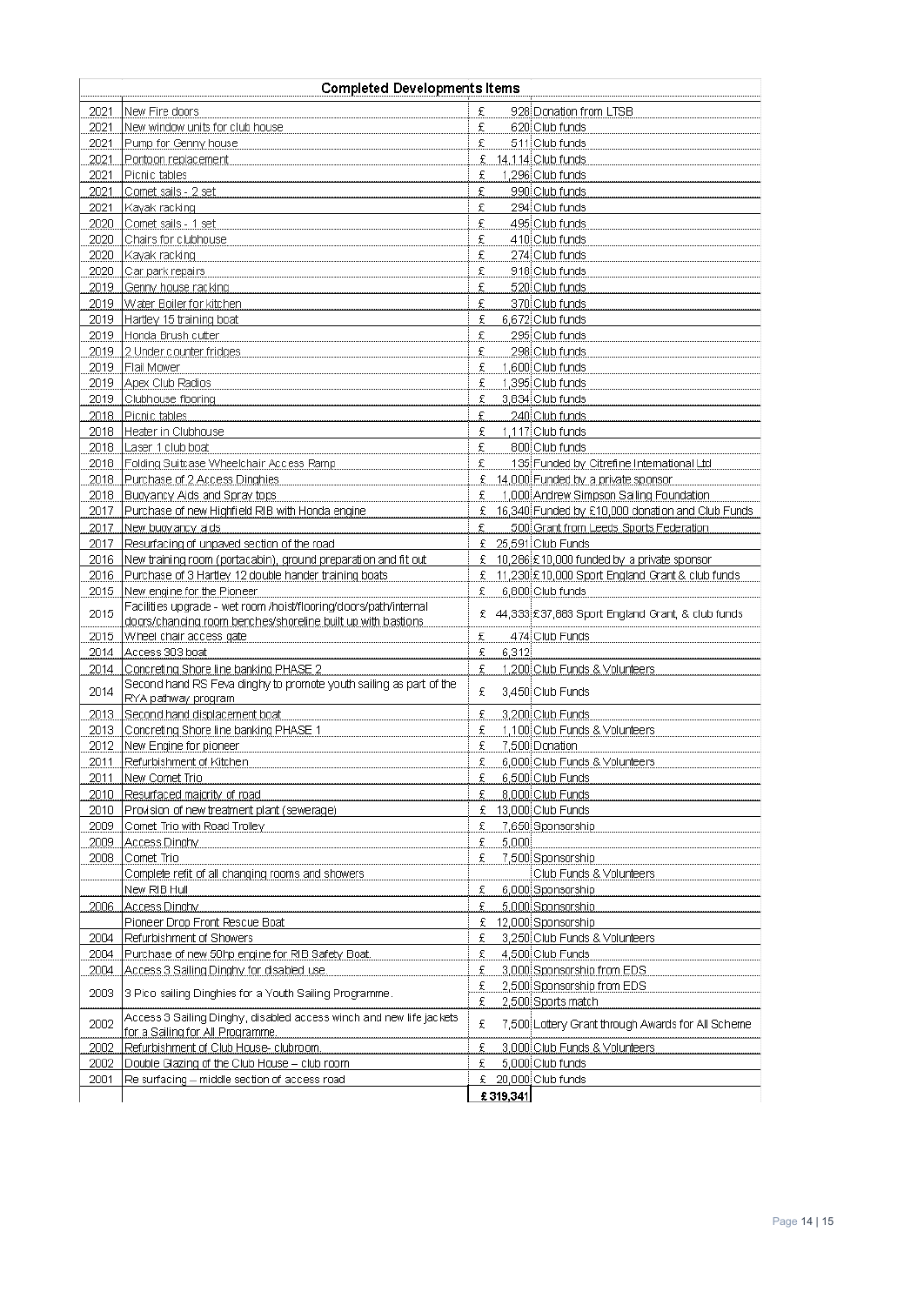| Completed Developments Items | | | |
|---|---|---|---|
| 2021 | New Fire doors | £ 928 | Donation from LTSB |
| 2021 | New window units for club house | £ 620 | Club funds |
| 2021 | Pump for Genny house | £ 511 | Club funds |
| 2021 | Pontoon replacement | £ 14,114 | Club funds |
| 2021 | Picnic tables | £ 1,296 | Club funds |
| 2021 | Comet sails - 2 set | £ 990 | Club funds |
| 2021 | Kayak racking | £ 294 | Club funds |
| 2020 | Comet sails - 1 set | £ 495 | Club funds |
| 2020 | Chairs for clubhouse | £ 410 | Club funds |
| 2020 | Kayak racking | £ 274 | Club funds |
| 2020 | Car park repairs | £ 918 | Club funds |
| 2019 | Genny house racking | £ 520 | Club funds |
| 2019 | Water Boiler for kitchen | £ 370 | Club funds |
| 2019 | Hartley 15 training boat | £ 6,672 | Club funds |
| 2019 | Honda Brush cutter | £ 295 | Club funds |
| 2019 | 2 Under counter fridges | £ 298 | Club funds |
| 2019 | Flail Mower | £ 1,600 | Club funds |
| 2019 | Apex Club Radios | £ 1,395 | Club funds |
| 2019 | Clubhouse flooring | £ 3,834 | Club funds |
| 2018 | Picnic tables | £ 240 | Club funds |
| 2018 | Heater in Clubhouse | £ 1,117 | Club funds |
| 2018 | Laser 1 club boat | £ 800 | Club funds |
| 2018 | Folding Suitcase Wheelchair Access Ramp | £ 135 | Funded by Citrefine International Ltd |
| 2018 | Purchase of 2 Access Dinghies | £ 14,000 | Funded by a private sponsor |
| 2018 | Buoyancy Aids and Spray tops | £ 1,000 | Andrew Simpson Sailing Foundation |
| 2017 | Purchase of new Highfield RIB with Honda engine | £ 16,340 | Funded by £10,000 donation and Club Funds |
| 2017 | New buoyancy aids | £ 500 | Grant from Leeds Sports Federation |
| 2017 | Resurfacing of unpaved section of the road | £ 25,591 | Club Funds |
| 2016 | New training room (portacabin), ground preparation and fit out | £ 10,286 | £10,000 funded by a private sponsor |
| 2016 | Purchase of 3 Hartley 12 double hander training boats | £ 11,230 | £10,000 Sport England Grant & club funds |
| 2015 | New engine for the Pioneer | £ 6,800 | Club funds |
| 2015 | Facilities upgrade - wet room /hoist/flooring/doors/path/internal doors/changing room benches/shoreline built up with bastions | £ 44,333 | £37,883 Sport England Grant, & club funds |
| 2015 | Wheel chair access gate | £ 474 | Club Funds |
| 2014 | Access 303 boat | £ 6,312 | |
| 2014 | Concreting Shore line banking PHASE 2 | £ 1,200 | Club Funds & Volunteers |
| 2014 | Second hand RS Feva dinghy to promote youth sailing as part of the RYA pathway program | £ 3,450 | Club Funds |
| 2013 | Second hand displacement boat | £ 3,200 | Club Funds |
| 2013 | Concreting Shore line banking PHASE 1 | £ 1,100 | Club Funds & Volunteers |
| 2012 | New Engine for pioneer | £ 7,500 | Donation |
| 2011 | Refurbishment of Kitchen | £ 6,000 | Club Funds & Volunteers |
| 2011 | New Comet Trio | £ 6,500 | Club Funds |
| 2010 | Resurfaced majority of road | £ 8,000 | Club Funds |
| 2010 | Provision of new treatment plant (sewerage) | £ 13,000 | Club Funds |
| 2009 | Comet Trio with Road Trolley | £ 7,650 | Sponsorship |
| 2009 | Access Dinghy | £ 5,000 | |
| 2008 | Comet Trio | £ 7,500 | Sponsorship |
| | Complete refit of all changing rooms and showers | | Club Funds & Volunteers |
| | New RIB Hull | £ 6,000 | Sponsorship |
| 2006 | Access Dinghy | £ 5,000 | Sponsorship |
| | Pioneer Drop Front Rescue Boat | £ 12,000 | Sponsorship |
| 2004 | Refurbishment of Showers | £ 3,250 | Club Funds & Volunteers |
| 2004 | Purchase of new 50hp engine for RIB Safety Boat. | £ 4,500 | Club Funds |
| 2004 | Access 3 Sailing Dinghy for disabled use | £ 3,000 | Sponsorship from EDS |
| 2003 | 3 Pico sailing Dinghies for a Youth Sailing Programme. | £ 2,500 | Sponsorship from EDS |
| | | £ 2,500 | Sports match |
| 2002 | Access 3 Sailing Dinghy, disabled access winch and new life jackets for a Sailing for All Programme. | £ 7,500 | Lottery Grant through Awards for All Scheme |
| 2002 | Refurbishment of Club House- clubroom. | £ 3,000 | Club Funds & Volunteers |
| 2002 | Double Glazing of the Club House – club room | £ 5,000 | Club Funds |
| 2001 | Re surfacing – middle section of access road | £ 20,000 | Club funds |
| | | **£ 319,341** | |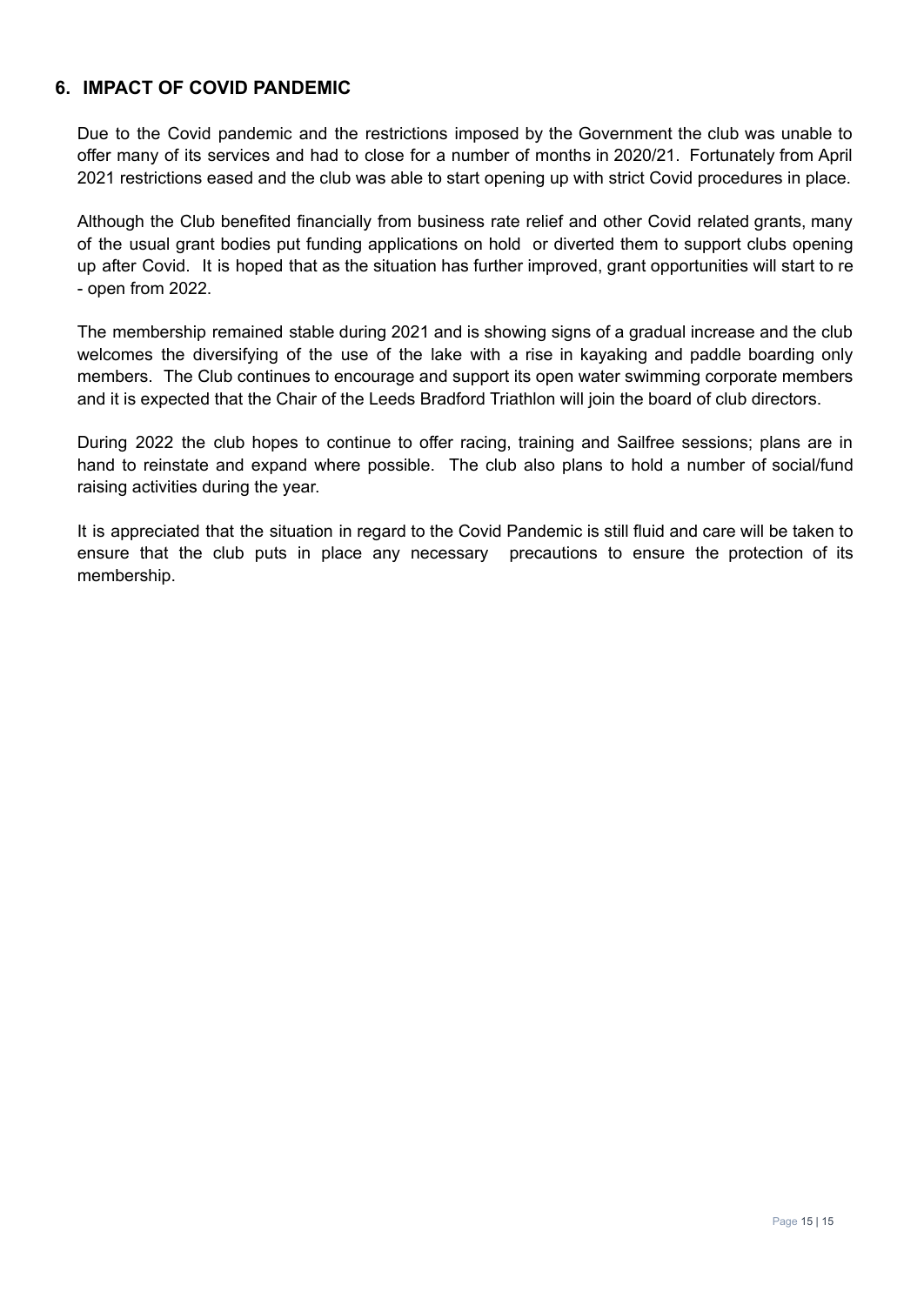## 6. IMPACT OF COVID PANDEMIC

Due to the Covid pandemic and the restrictions imposed by the Government the club was unable to offer many of its services and had to close for a number of months in 2020/21. Fortunately from April 2021 restrictions eased and the club was able to start opening up with strict Covid procedures in place.

Although the Club benefited financially from business rate relief and other Covid related grants, many of the usual grant bodies put funding applications on hold or diverted them to support clubs opening up after Covid. It is hoped that as the situation has further improved, grant opportunities will start to re - open from 2022.

The membership remained stable during 2021 and is showing signs of a gradual increase and the club welcomes the diversifying of the use of the lake with a rise in kayaking and paddle boarding only members. The Club continues to encourage and support its open water swimming corporate members and it is expected that the Chair of the Leeds Bradford Triathlon will join the board of club directors.

During 2022 the club hopes to continue to offer racing, training and Sailfree sessions; plans are in hand to reinstate and expand where possible. The club also plans to hold a number of social/fund raising activities during the year.

It is appreciated that the situation in regard to the Covid Pandemic is still fluid and care will be taken to ensure that the club puts in place any necessary precautions to ensure the protection of its membership.